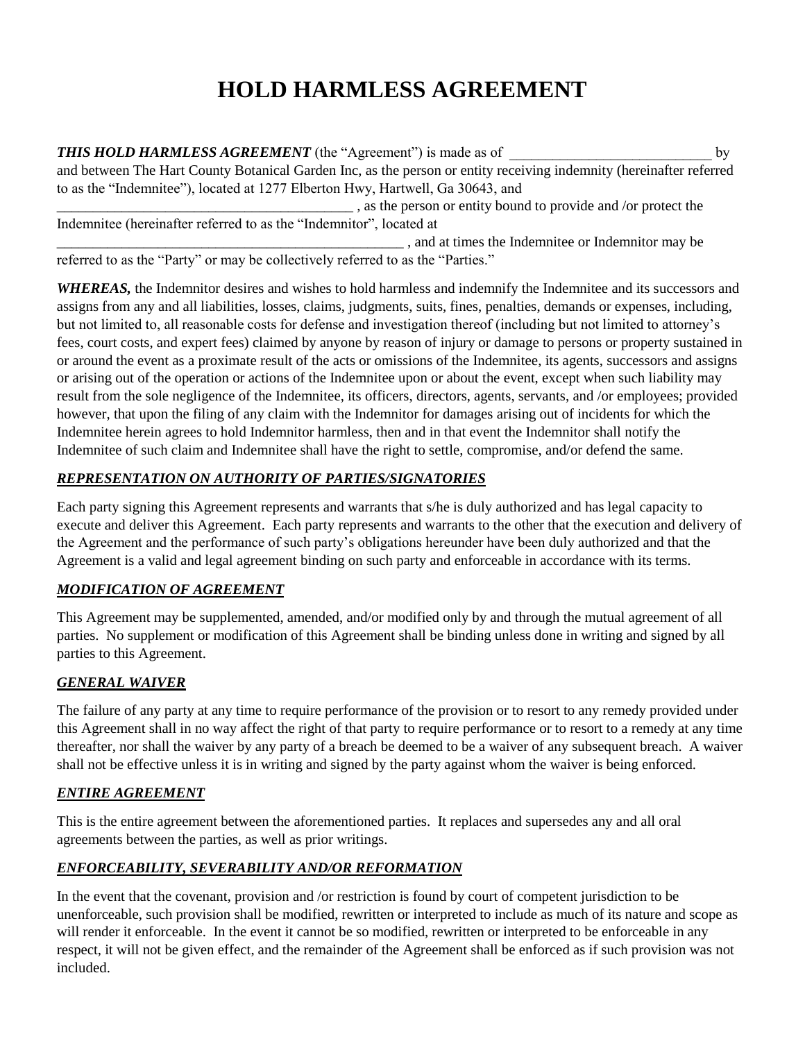# HOLD HARMLESS AGREEMENT

***THIS HOLD HARMLESS AGREEMENT*** (the "Agreement") is made as of ____________________________ by and between The Hart County Botanical Garden Inc, as the person or entity receiving indemnity (hereinafter referred to as the "Indemnitee"), located at 1277 Elberton Hwy, Hartwell, Ga 30643, and _________________________________________ , as the person or entity bound to provide and /or protect the Indemnitee (hereinafter referred to as the "Indemnitor", located at __________________________________________________ , and at times the Indemnitee or Indemnitor may be referred to as the "Party" or may be collectively referred to as the "Parties."

***WHEREAS,*** the Indemnitor desires and wishes to hold harmless and indemnify the Indemnitee and its successors and assigns from any and all liabilities, losses, claims, judgments, suits, fines, penalties, demands or expenses, including, but not limited to, all reasonable costs for defense and investigation thereof (including but not limited to attorney's fees, court costs, and expert fees) claimed by anyone by reason of injury or damage to persons or property sustained in or around the event as a proximate result of the acts or omissions of the Indemnitee, its agents, successors and assigns or arising out of the operation or actions of the Indemnitee upon or about the event, except when such liability may result from the sole negligence of the Indemnitee, its officers, directors, agents, servants, and /or employees; provided however, that upon the filing of any claim with the Indemnitor for damages arising out of incidents for which the Indemnitee herein agrees to hold Indemnitor harmless, then and in that event the Indemnitor shall notify the Indemnitee of such claim and Indemnitee shall have the right to settle, compromise, and/or defend the same.

***REPRESENTATION ON AUTHORITY OF PARTIES/SIGNATORIES***

Each party signing this Agreement represents and warrants that s/he is duly authorized and has legal capacity to execute and deliver this Agreement. Each party represents and warrants to the other that the execution and delivery of the Agreement and the performance of such party's obligations hereunder have been duly authorized and that the Agreement is a valid and legal agreement binding on such party and enforceable in accordance with its terms.

***MODIFICATION OF AGREEMENT***

This Agreement may be supplemented, amended, and/or modified only by and through the mutual agreement of all parties. No supplement or modification of this Agreement shall be binding unless done in writing and signed by all parties to this Agreement.

***GENERAL WAIVER***

The failure of any party at any time to require performance of the provision or to resort to any remedy provided under this Agreement shall in no way affect the right of that party to require performance or to resort to a remedy at any time thereafter, nor shall the waiver by any party of a breach be deemed to be a waiver of any subsequent breach. A waiver shall not be effective unless it is in writing and signed by the party against whom the waiver is being enforced.

***ENTIRE AGREEMENT***

This is the entire agreement between the aforementioned parties. It replaces and supersedes any and all oral agreements between the parties, as well as prior writings.

***ENFORCEABILITY, SEVERABILITY AND/OR REFORMATION***

In the event that the covenant, provision and /or restriction is found by court of competent jurisdiction to be unenforceable, such provision shall be modified, rewritten or interpreted to include as much of its nature and scope as will render it enforceable. In the event it cannot be so modified, rewritten or interpreted to be enforceable in any respect, it will not be given effect, and the remainder of the Agreement shall be enforced as if such provision was not included.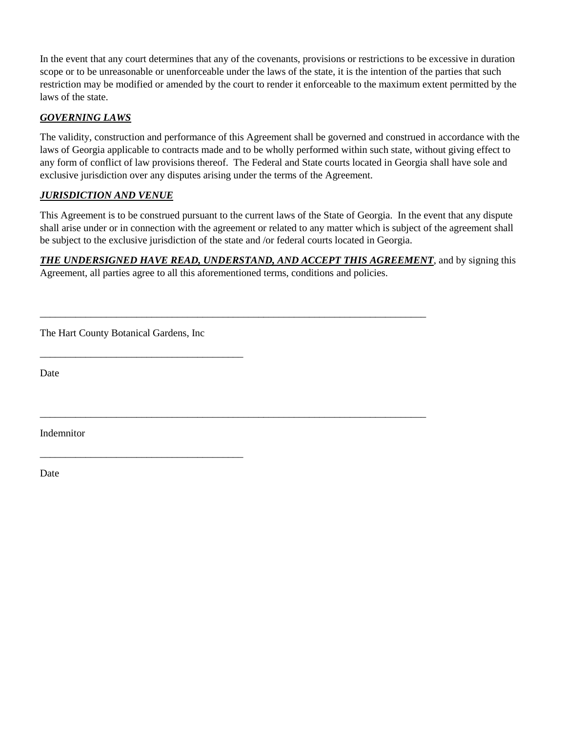In the event that any court determines that any of the covenants, provisions or restrictions to be excessive in duration scope or to be unreasonable or unenforceable under the laws of the state, it is the intention of the parties that such restriction may be modified or amended by the court to render it enforceable to the maximum extent permitted by the laws of the state.

***GOVERNING LAWS***

The validity, construction and performance of this Agreement shall be governed and construed in accordance with the laws of Georgia applicable to contracts made and to be wholly performed within such state, without giving effect to any form of conflict of law provisions thereof. The Federal and State courts located in Georgia shall have sole and exclusive jurisdiction over any disputes arising under the terms of the Agreement.

***JURISDICTION AND VENUE***

This Agreement is to be construed pursuant to the current laws of the State of Georgia. In the event that any dispute shall arise under or in connection with the agreement or related to any matter which is subject of the agreement shall be subject to the exclusive jurisdiction of the state and /or federal courts located in Georgia.

***THE UNDERSIGNED HAVE READ, UNDERSTAND, AND ACCEPT THIS AGREEMENT***, and by signing this Agreement, all parties agree to all this aforementioned terms, conditions and policies.

\_\_\_\_\_\_\_\_\_\_\_\_\_\_\_\_\_\_\_\_\_\_\_\_\_\_\_\_\_\_\_\_\_\_\_\_\_\_\_\_\_\_\_\_\_\_\_\_\_\_\_\_\_\_\_\_\_\_\_\_\_\_\_\_\_\_\_\_\_\_\_\_\_\_\_\_\_\_

The Hart County Botanical Gardens, Inc

\_\_\_\_\_\_\_\_\_\_\_\_\_\_\_\_\_\_\_\_\_\_\_\_\_\_\_\_\_\_\_\_\_\_\_\_\_\_\_\_

Date

\_\_\_\_\_\_\_\_\_\_\_\_\_\_\_\_\_\_\_\_\_\_\_\_\_\_\_\_\_\_\_\_\_\_\_\_\_\_\_\_\_\_\_\_\_\_\_\_\_\_\_\_\_\_\_\_\_\_\_\_\_\_\_\_\_\_\_\_\_\_\_\_\_\_\_\_\_\_

Indemnitor

\_\_\_\_\_\_\_\_\_\_\_\_\_\_\_\_\_\_\_\_\_\_\_\_\_\_\_\_\_\_\_\_\_\_\_\_\_\_\_\_

Date